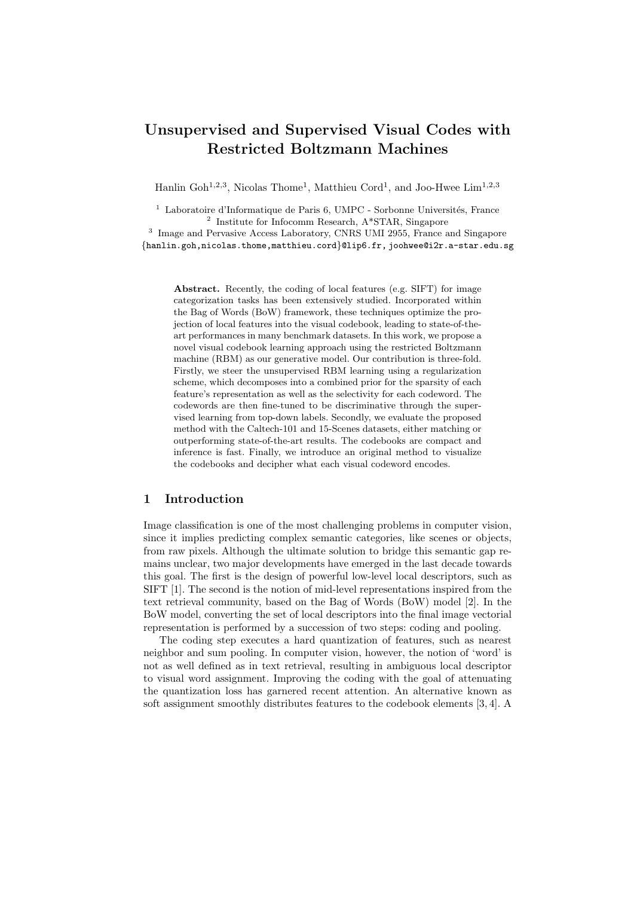# Unsupervised and Supervised Visual Codes with Restricted Boltzmann Machines

Hanlin Goh[1,2,3], Nicolas Thome[1], Matthieu Cord[1], and Joo-Hwee Lim[1,2,3]

[1] Laboratoire d'Informatique de Paris 6, UMPC - Sorbonne Universités, France
[2] Institute for Infocomm Research, A*STAR, Singapore
[3] Image and Pervasive Access Laboratory, CNRS UMI 2955, France and Singapore
{hanlin.goh,nicolas.thome,matthieu.cord}@lip6.fr, joohwee@i2r.a-star.edu.sg

**Abstract.** Recently, the coding of local features (e.g. SIFT) for image categorization tasks has been extensively studied. Incorporated within the Bag of Words (BoW) framework, these techniques optimize the projection of local features into the visual codebook, leading to state-of-the-art performances in many benchmark datasets. In this work, we propose a novel visual codebook learning approach using the restricted Boltzmann machine (RBM) as our generative model. Our contribution is three-fold. Firstly, we steer the unsupervised RBM learning using a regularization scheme, which decomposes into a combined prior for the sparsity of each feature's representation as well as the selectivity for each codeword. The codewords are then fine-tuned to be discriminative through the supervised learning from top-down labels. Secondly, we evaluate the proposed method with the Caltech-101 and 15-Scenes datasets, either matching or outperforming state-of-the-art results. The codebooks are compact and inference is fast. Finally, we introduce an original method to visualize the codebooks and decipher what each visual codeword encodes.

## 1 Introduction

Image classification is one of the most challenging problems in computer vision, since it implies predicting complex semantic categories, like scenes or objects, from raw pixels. Although the ultimate solution to bridge this semantic gap remains unclear, two major developments have emerged in the last decade towards this goal. The first is the design of powerful low-level local descriptors, such as SIFT [1]. The second is the notion of mid-level representations inspired from the text retrieval community, based on the Bag of Words (BoW) model [2]. In the BoW model, converting the set of local descriptors into the final image vectorial representation is performed by a succession of two steps: coding and pooling.

The coding step executes a hard quantization of features, such as nearest neighbor and sum pooling. In computer vision, however, the notion of 'word' is not as well defined as in text retrieval, resulting in ambiguous local descriptor to visual word assignment. Improving the coding with the goal of attenuating the quantization loss has garnered recent attention. An alternative known as soft assignment smoothly distributes features to the codebook elements [3, 4]. A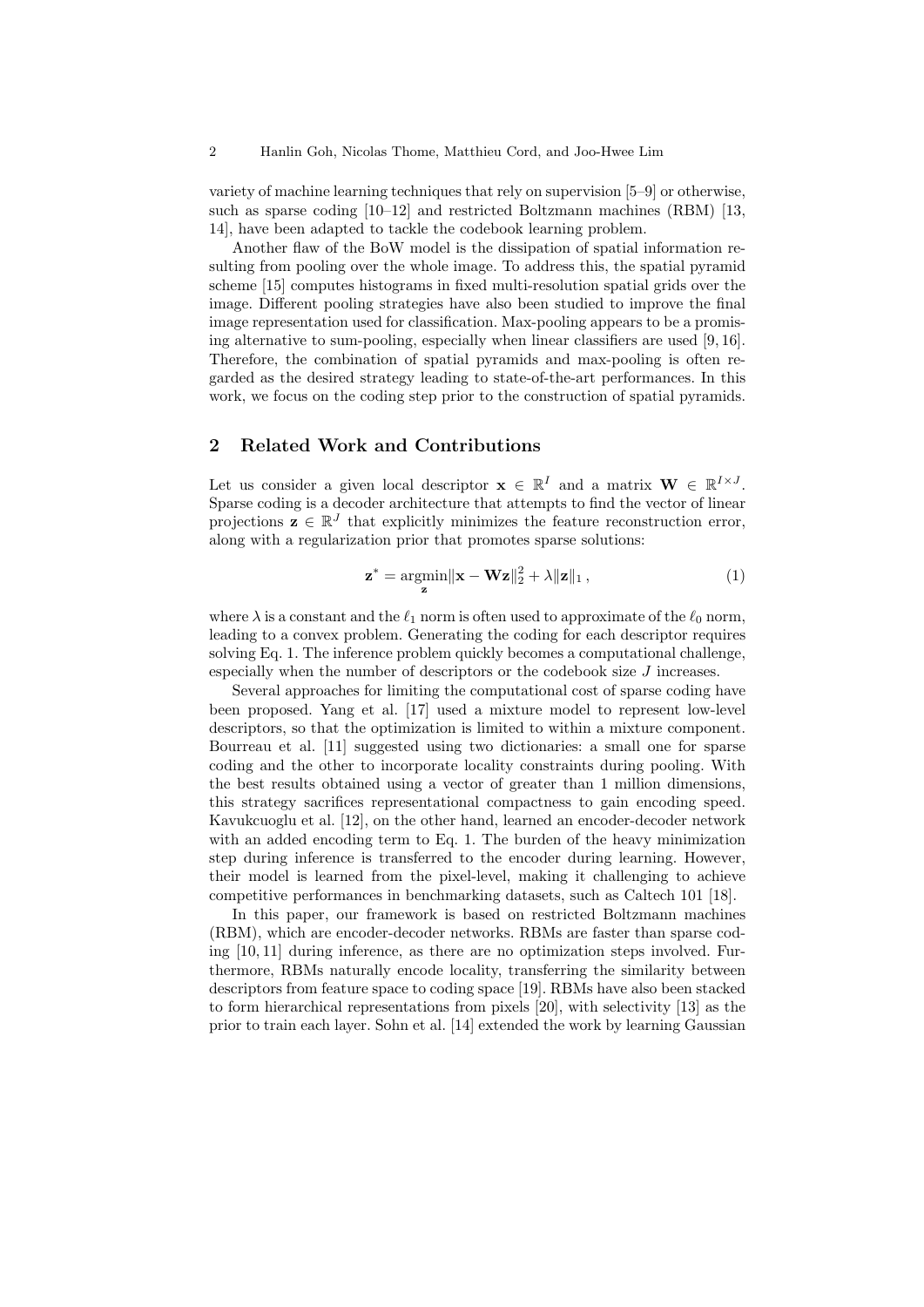variety of machine learning techniques that rely on supervision [5–9] or otherwise, such as sparse coding [10–12] and restricted Boltzmann machines (RBM) [13, 14], have been adapted to tackle the codebook learning problem.

Another flaw of the BoW model is the dissipation of spatial information resulting from pooling over the whole image. To address this, the spatial pyramid scheme [15] computes histograms in fixed multi-resolution spatial grids over the image. Different pooling strategies have also been studied to improve the final image representation used for classification. Max-pooling appears to be a promising alternative to sum-pooling, especially when linear classifiers are used [9, 16]. Therefore, the combination of spatial pyramids and max-pooling is often regarded as the desired strategy leading to state-of-the-art performances. In this work, we focus on the coding step prior to the construction of spatial pyramids.

## 2 Related Work and Contributions

Let us consider a given local descriptor $\mathbf{x} \in \mathbb{R}^I$ and a matrix $\mathbf{W} \in \mathbb{R}^{I \times J}$. Sparse coding is a decoder architecture that attempts to find the vector of linear projections $\mathbf{z} \in \mathbb{R}^J$ that explicitly minimizes the feature reconstruction error, along with a regularization prior that promotes sparse solutions:

$$\mathbf{z}^* = \underset{\mathbf{z}}{\operatorname{argmin}} \|\mathbf{x} - \mathbf{W}\mathbf{z}\|_2^2 + \lambda \|\mathbf{z}\|_1 \,, \tag{1}$$

where $\lambda$ is a constant and the $\ell_1$ norm is often used to approximate of the $\ell_0$ norm, leading to a convex problem. Generating the coding for each descriptor requires solving Eq. 1. The inference problem quickly becomes a computational challenge, especially when the number of descriptors or the codebook size $J$ increases.

Several approaches for limiting the computational cost of sparse coding have been proposed. Yang et al. [17] used a mixture model to represent low-level descriptors, so that the optimization is limited to within a mixture component. Bourreau et al. [11] suggested using two dictionaries: a small one for sparse coding and the other to incorporate locality constraints during pooling. With the best results obtained using a vector of greater than 1 million dimensions, this strategy sacrifices representational compactness to gain encoding speed. Kavukcuoglu et al. [12], on the other hand, learned an encoder-decoder network with an added encoding term to Eq. 1. The burden of the heavy minimization step during inference is transferred to the encoder during learning. However, their model is learned from the pixel-level, making it challenging to achieve competitive performances in benchmarking datasets, such as Caltech 101 [18].

In this paper, our framework is based on restricted Boltzmann machines (RBM), which are encoder-decoder networks. RBMs are faster than sparse coding [10, 11] during inference, as there are no optimization steps involved. Furthermore, RBMs naturally encode locality, transferring the similarity between descriptors from feature space to coding space [19]. RBMs have also been stacked to form hierarchical representations from pixels [20], with selectivity [13] as the prior to train each layer. Sohn et al. [14] extended the work by learning Gaussian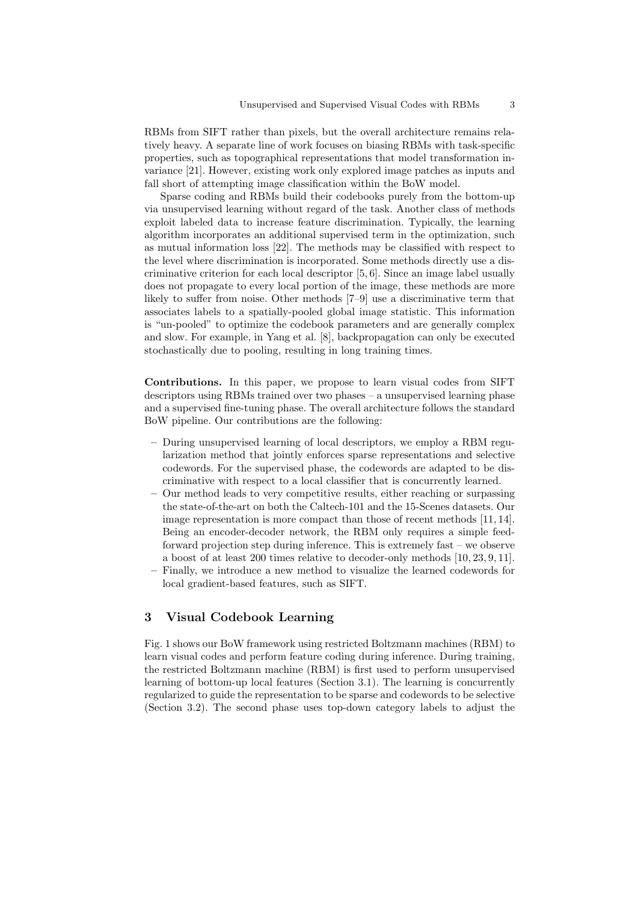RBMs from SIFT rather than pixels, but the overall architecture remains relatively heavy. A separate line of work focuses on biasing RBMs with task-specific properties, such as topographical representations that model transformation invariance [21]. However, existing work only explored image patches as inputs and fall short of attempting image classification within the BoW model.

Sparse coding and RBMs build their codebooks purely from the bottom-up via unsupervised learning without regard of the task. Another class of methods exploit labeled data to increase feature discrimination. Typically, the learning algorithm incorporates an additional supervised term in the optimization, such as mutual information loss [22]. The methods may be classified with respect to the level where discrimination is incorporated. Some methods directly use a discriminative criterion for each local descriptor [5, 6]. Since an image label usually does not propagate to every local portion of the image, these methods are more likely to suffer from noise. Other methods [7–9] use a discriminative term that associates labels to a spatially-pooled global image statistic. This information is "un-pooled" to optimize the codebook parameters and are generally complex and slow. For example, in Yang et al. [8], backpropagation can only be executed stochastically due to pooling, resulting in long training times.

**Contributions.** In this paper, we propose to learn visual codes from SIFT descriptors using RBMs trained over two phases – a unsupervised learning phase and a supervised fine-tuning phase. The overall architecture follows the standard BoW pipeline. Our contributions are the following:

- During unsupervised learning of local descriptors, we employ a RBM regularization method that jointly enforces sparse representations and selective codewords. For the supervised phase, the codewords are adapted to be discriminative with respect to a local classifier that is concurrently learned.
- Our method leads to very competitive results, either reaching or surpassing the state-of-the-art on both the Caltech-101 and the 15-Scenes datasets. Our image representation is more compact than those of recent methods [11, 14]. Being an encoder-decoder network, the RBM only requires a simple feed-forward projection step during inference. This is extremely fast – we observe a boost of at least 200 times relative to decoder-only methods [10, 23, 9, 11].
- Finally, we introduce a new method to visualize the learned codewords for local gradient-based features, such as SIFT.

## 3 Visual Codebook Learning

Fig. 1 shows our BoW framework using restricted Boltzmann machines (RBM) to learn visual codes and perform feature coding during inference. During training, the restricted Boltzmann machine (RBM) is first used to perform unsupervised learning of bottom-up local features (Section 3.1). The learning is concurrently regularized to guide the representation to be sparse and codewords to be selective (Section 3.2). The second phase uses top-down category labels to adjust the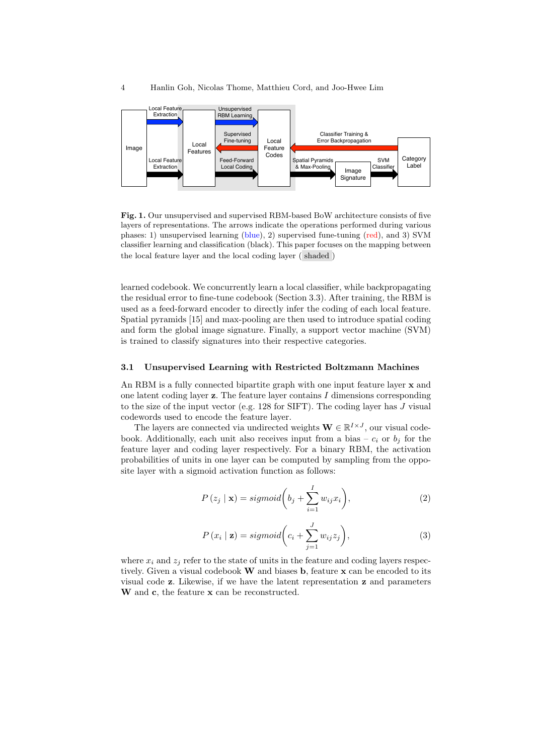**Fig. 1.** Our unsupervised and supervised RBM-based BoW architecture consists of five layers of representations. The arrows indicate the operations performed during various phases: 1) unsupervised learning (blue), 2) supervised fune-tuning (red), and 3) SVM classifier learning and classification (black). This paper focuses on the mapping between the local feature layer and the local coding layer ( shaded )

learned codebook. We concurrently learn a local classifier, while backpropagating the residual error to fine-tune codebook (Section 3.3). After training, the RBM is used as a feed-forward encoder to directly infer the coding of each local feature. Spatial pyramids [15] and max-pooling are then used to introduce spatial coding and form the global image signature. Finally, a support vector machine (SVM) is trained to classify signatures into their respective categories.

### 3.1 Unsupervised Learning with Restricted Boltzmann Machines

An RBM is a fully connected bipartite graph with one input feature layer $\mathbf{x}$ and one latent coding layer $\mathbf{z}$. The feature layer contains $I$ dimensions corresponding to the size of the input vector (e.g. 128 for SIFT). The coding layer has $J$ visual codewords used to encode the feature layer.

The layers are connected via undirected weights $\mathbf{W} \in \mathbb{R}^{I \times J}$, our visual codebook. Additionally, each unit also receives input from a bias – $c_i$ or $b_j$ for the feature layer and coding layer respectively. For a binary RBM, the activation probabilities of units in one layer can be computed by sampling from the opposite layer with a sigmoid activation function as follows:

$$P\left(z_j \mid \mathbf{x}\right) = sigmoid\left(b_j + \sum_{i=1}^{I} w_{ij} x_i\right), \tag{2}$$

$$P\left(x_i \mid \mathbf{z}\right) = sigmoid\left(c_i + \sum_{j=1}^{J} w_{ij} z_j\right), \tag{3}$$

where $x_i$ and $z_j$ refer to the state of units in the feature and coding layers respectively. Given a visual codebook $\mathbf{W}$ and biases $\mathbf{b}$, feature $\mathbf{x}$ can be encoded to its visual code $\mathbf{z}$. Likewise, if we have the latent representation $\mathbf{z}$ and parameters $\mathbf{W}$ and $\mathbf{c}$, the feature $\mathbf{x}$ can be reconstructed.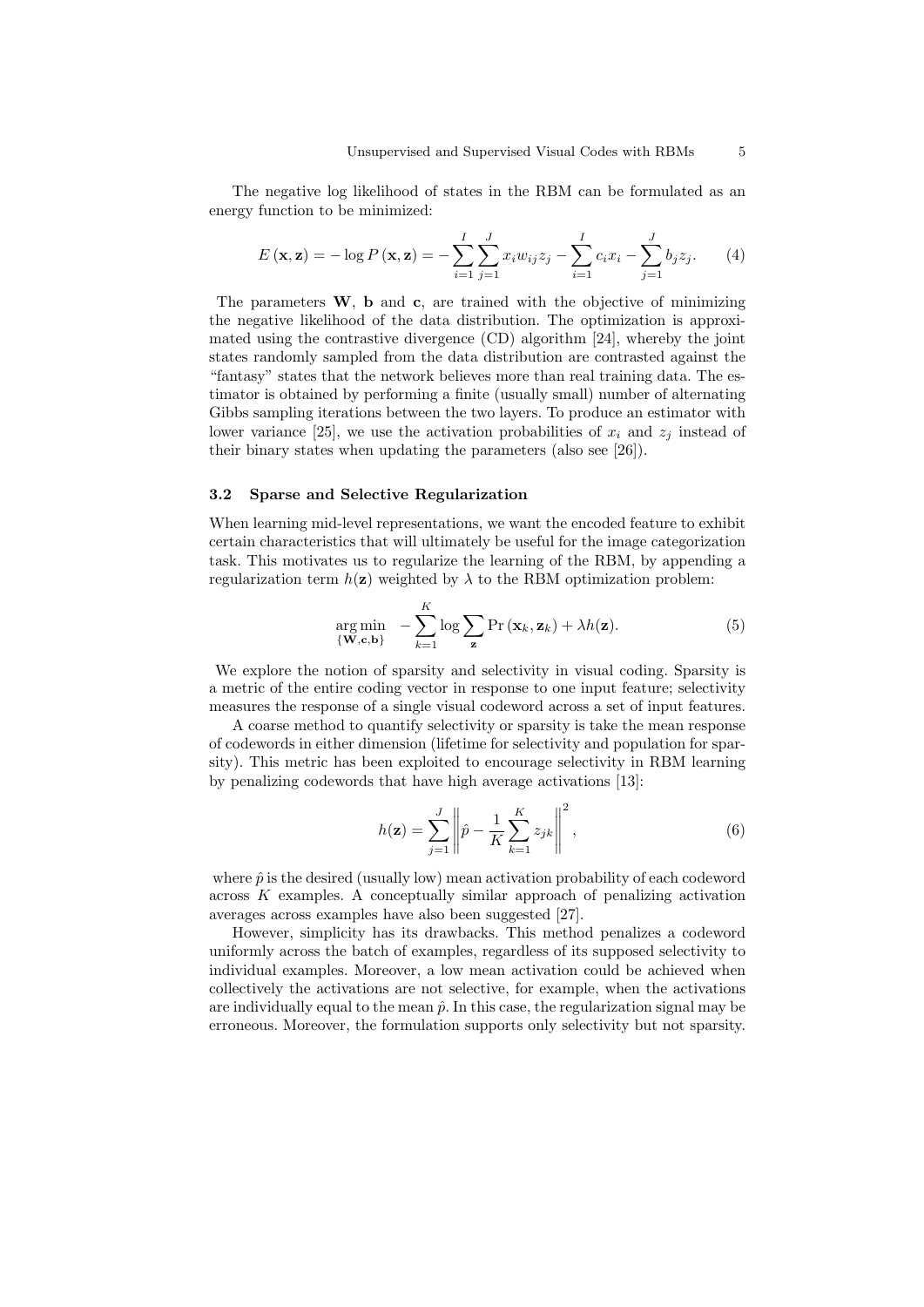The negative log likelihood of states in the RBM can be formulated as an energy function to be minimized:

$$E(\mathbf{x}, \mathbf{z}) = -\log P(\mathbf{x}, \mathbf{z}) = -\sum_{i=1}^{I} \sum_{j=1}^{J} x_i w_{ij} z_j - \sum_{i=1}^{I} c_i x_i - \sum_{j=1}^{J} b_j z_j. \tag{4}$$

The parameters $\mathbf{W}$, $\mathbf{b}$ and $\mathbf{c}$, are trained with the objective of minimizing the negative likelihood of the data distribution. The optimization is approximated using the contrastive divergence (CD) algorithm [24], whereby the joint states randomly sampled from the data distribution are contrasted against the "fantasy" states that the network believes more than real training data. The estimator is obtained by performing a finite (usually small) number of alternating Gibbs sampling iterations between the two layers. To produce an estimator with lower variance [25], we use the activation probabilities of $x_i$ and $z_j$ instead of their binary states when updating the parameters (also see [26]).

### 3.2 Sparse and Selective Regularization

When learning mid-level representations, we want the encoded feature to exhibit certain characteristics that will ultimately be useful for the image categorization task. This motivates us to regularize the learning of the RBM, by appending a regularization term $h(\mathbf{z})$ weighted by $\lambda$ to the RBM optimization problem:

$$\underset{\{\mathbf{W}, \mathbf{c}, \mathbf{b}\}}{\arg\min} \quad -\sum_{k=1}^{K} \log \sum_{\mathbf{z}} \Pr(\mathbf{x}_k, \mathbf{z}_k) + \lambda h(\mathbf{z}). \tag{5}$$

We explore the notion of sparsity and selectivity in visual coding. Sparsity is a metric of the entire coding vector in response to one input feature; selectivity measures the response of a single visual codeword across a set of input features.

A coarse method to quantify selectivity or sparsity is take the mean response of codewords in either dimension (lifetime for selectivity and population for sparsity). This metric has been exploited to encourage selectivity in RBM learning by penalizing codewords that have high average activations [13]:

$$h(\mathbf{z}) = \sum_{j=1}^{J} \left\| \hat{p} - \frac{1}{K} \sum_{k=1}^{K} z_{jk} \right\|^2, \tag{6}$$

where $\hat{p}$ is the desired (usually low) mean activation probability of each codeword across $K$ examples. A conceptually similar approach of penalizing activation averages across examples have also been suggested [27].

However, simplicity has its drawbacks. This method penalizes a codeword uniformly across the batch of examples, regardless of its supposed selectivity to individual examples. Moreover, a low mean activation could be achieved when collectively the activations are not selective, for example, when the activations are individually equal to the mean $\hat{p}$. In this case, the regularization signal may be erroneous. Moreover, the formulation supports only selectivity but not sparsity.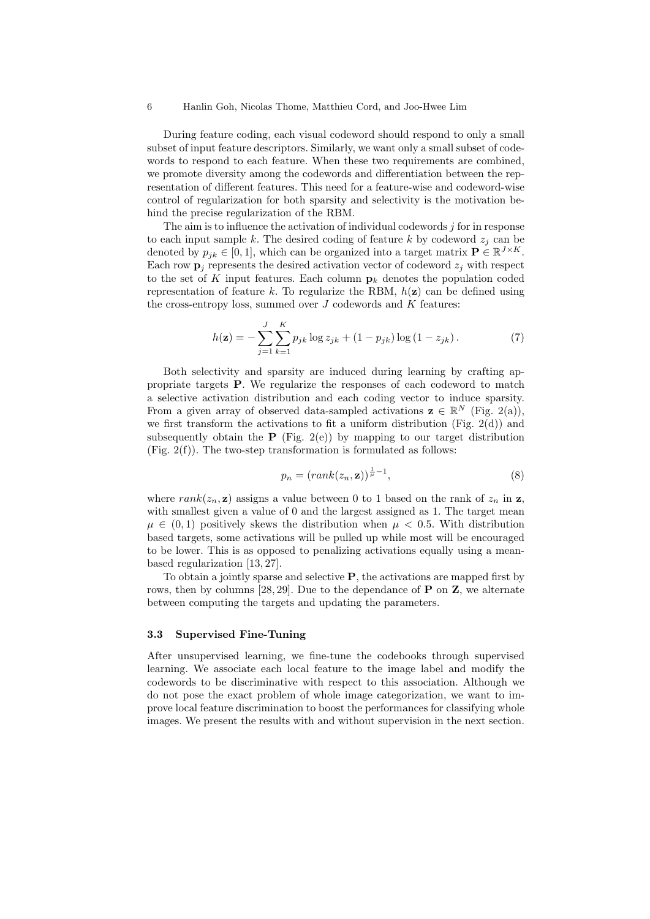During feature coding, each visual codeword should respond to only a small subset of input feature descriptors. Similarly, we want only a small subset of codewords to respond to each feature. When these two requirements are combined, we promote diversity among the codewords and differentiation between the representation of different features. This need for a feature-wise and codeword-wise control of regularization for both sparsity and selectivity is the motivation behind the precise regularization of the RBM.

The aim is to influence the activation of individual codewords $j$ for in response to each input sample $k$. The desired coding of feature $k$ by codeword $z_j$ can be denoted by $p_{jk} \in [0, 1]$, which can be organized into a target matrix $\mathbf{P} \in \mathbb{R}^{J \times K}$. Each row $\mathbf{p}_j$ represents the desired activation vector of codeword $z_j$ with respect to the set of $K$ input features. Each column $\mathbf{p}_k$ denotes the population coded representation of feature $k$. To regularize the RBM, $h(\mathbf{z})$ can be defined using the cross-entropy loss, summed over $J$ codewords and $K$ features:

$$h(\mathbf{z}) = -\sum_{j=1}^{J} \sum_{k=1}^{K} p_{jk} \log z_{jk} + (1 - p_{jk}) \log (1 - z_{jk}). \tag{7}$$

Both selectivity and sparsity are induced during learning by crafting appropriate targets $\mathbf{P}$. We regularize the responses of each codeword to match a selective activation distribution and each coding vector to induce sparsity. From a given array of observed data-sampled activations $\mathbf{z} \in \mathbb{R}^N$ (Fig. 2(a)), we first transform the activations to fit a uniform distribution (Fig. 2(d)) and subsequently obtain the $\mathbf{P}$ (Fig. 2(e)) by mapping to our target distribution (Fig. 2(f)). The two-step transformation is formulated as follows:

$$p_n = (rank(z_n, \mathbf{z}))^{\frac{1}{\mu} - 1}, \tag{8}$$

where $rank(z_n, \mathbf{z})$ assigns a value between 0 to 1 based on the rank of $z_n$ in $\mathbf{z}$, with smallest given a value of 0 and the largest assigned as 1. The target mean $\mu \in (0, 1)$ positively skews the distribution when $\mu < 0.5$. With distribution based targets, some activations will be pulled up while most will be encouraged to be lower. This is as opposed to penalizing activations equally using a mean-based regularization [13, 27].

To obtain a jointly sparse and selective $\mathbf{P}$, the activations are mapped first by rows, then by columns [28, 29]. Due to the dependance of $\mathbf{P}$ on $\mathbf{Z}$, we alternate between computing the targets and updating the parameters.

### 3.3 Supervised Fine-Tuning

After unsupervised learning, we fine-tune the codebooks through supervised learning. We associate each local feature to the image label and modify the codewords to be discriminative with respect to this association. Although we do not pose the exact problem of whole image categorization, we want to improve local feature discrimination to boost the performances for classifying whole images. We present the results with and without supervision in the next section.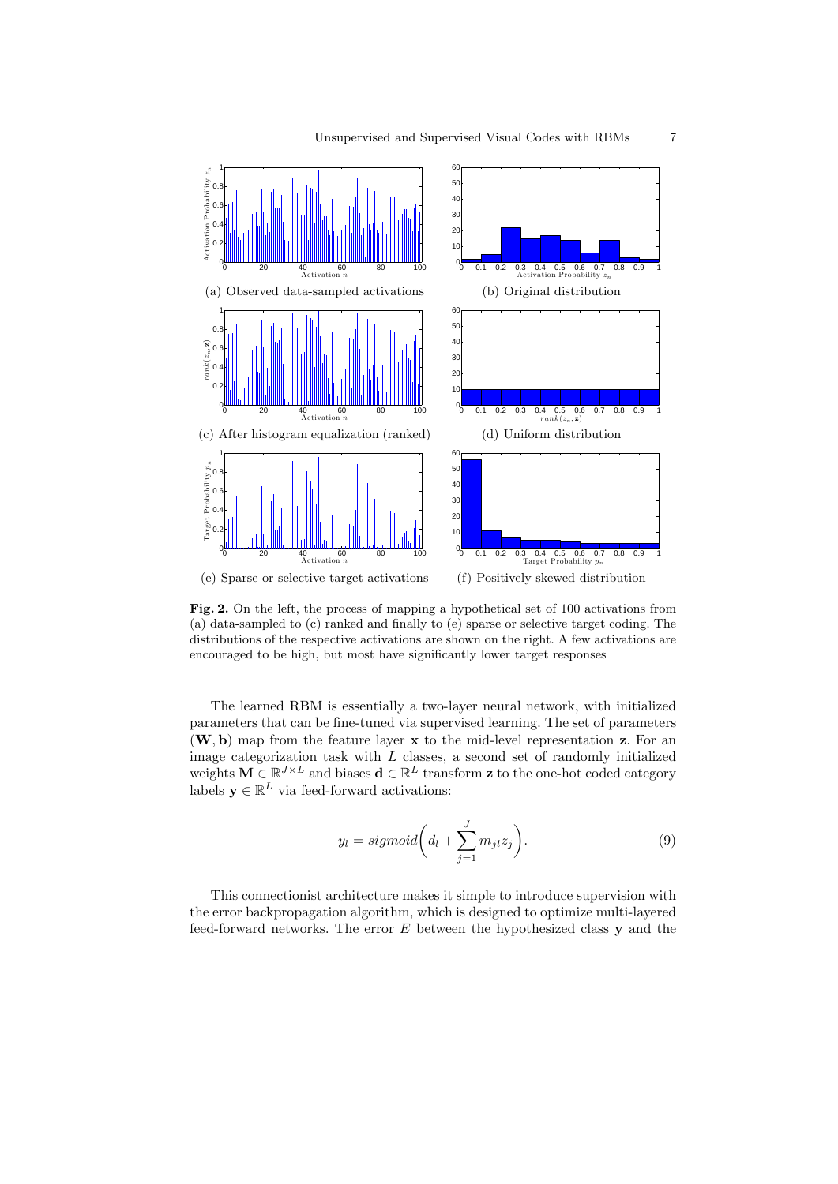(a) Observed data-sampled activations

(b) Original distribution

(c) After histogram equalization (ranked)

(d) Uniform distribution

(e) Sparse or selective target activations

(f) Positively skewed distribution

**Fig. 2.** On the left, the process of mapping a hypothetical set of 100 activations from (a) data-sampled to (c) ranked and finally to (e) sparse or selective target coding. The distributions of the respective activations are shown on the right. A few activations are encouraged to be high, but most have significantly lower target responses

The learned RBM is essentially a two-layer neural network, with initialized parameters that can be fine-tuned via supervised learning. The set of parameters $(\mathbf{W}, \mathbf{b})$ map from the feature layer $\mathbf{x}$ to the mid-level representation $\mathbf{z}$. For an image categorization task with $L$ classes, a second set of randomly initialized weights $\mathbf{M} \in \mathbb{R}^{J \times L}$ and biases $\mathbf{d} \in \mathbb{R}^{L}$ transform $\mathbf{z}$ to the one-hot coded category labels $\mathbf{y} \in \mathbb{R}^{L}$ via feed-forward activations:

$$y_l = sigmoid\bigg(d_l + \sum_{j=1}^{J} m_{jl} z_j\bigg). \tag{9}$$

This connectionist architecture makes it simple to introduce supervision with the error backpropagation algorithm, which is designed to optimize multi-layered feed-forward networks. The error $E$ between the hypothesized class $\mathbf{y}$ and the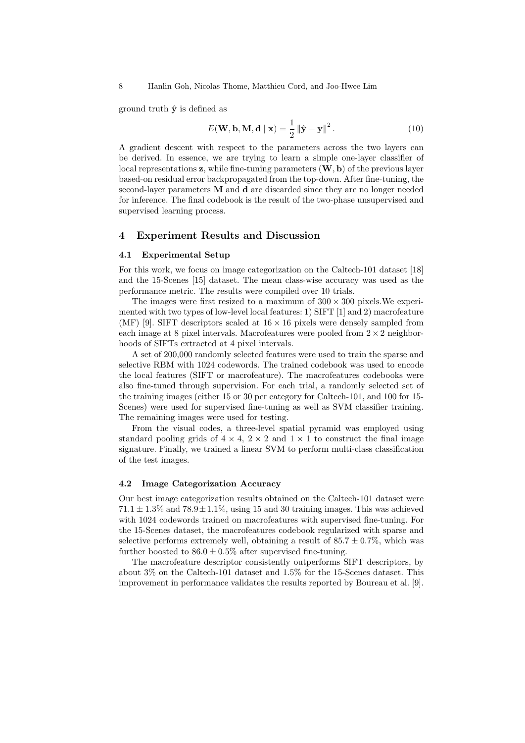ground truth $\hat{\mathbf{y}}$ is defined as

$$E(\mathbf{W}, \mathbf{b}, \mathbf{M}, \mathbf{d} \mid \mathbf{x}) = \frac{1}{2} \|\hat{\mathbf{y}} - \mathbf{y}\|^2 . \tag{10}$$

A gradient descent with respect to the parameters across the two layers can be derived. In essence, we are trying to learn a simple one-layer classifier of local representations $\mathbf{z}$, while fine-tuning parameters $(\mathbf{W}, \mathbf{b})$ of the previous layer based-on residual error backpropagated from the top-down. After fine-tuning, the second-layer parameters $\mathbf{M}$ and $\mathbf{d}$ are discarded since they are no longer needed for inference. The final codebook is the result of the two-phase unsupervised and supervised learning process.

## 4 Experiment Results and Discussion

### 4.1 Experimental Setup

For this work, we focus on image categorization on the Caltech-101 dataset [18] and the 15-Scenes [15] dataset. The mean class-wise accuracy was used as the performance metric. The results were compiled over 10 trials.

The images were first resized to a maximum of $300 \times 300$ pixels.We experimented with two types of low-level local features: 1) SIFT [1] and 2) macrofeature (MF) [9]. SIFT descriptors scaled at $16 \times 16$ pixels were densely sampled from each image at 8 pixel intervals. Macrofeatures were pooled from $2 \times 2$ neighborhoods of SIFTs extracted at 4 pixel intervals.

A set of 200,000 randomly selected features were used to train the sparse and selective RBM with 1024 codewords. The trained codebook was used to encode the local features (SIFT or macrofeature). The macrofeatures codebooks were also fine-tuned through supervision. For each trial, a randomly selected set of the training images (either 15 or 30 per category for Caltech-101, and 100 for 15-Scenes) were used for supervised fine-tuning as well as SVM classifier training. The remaining images were used for testing.

From the visual codes, a three-level spatial pyramid was employed using standard pooling grids of $4 \times 4$, $2 \times 2$ and $1 \times 1$ to construct the final image signature. Finally, we trained a linear SVM to perform multi-class classification of the test images.

### 4.2 Image Categorization Accuracy

Our best image categorization results obtained on the Caltech-101 dataset were $71.1 \pm 1.3\%$ and $78.9 \pm 1.1\%$, using 15 and 30 training images. This was achieved with 1024 codewords trained on macrofeatures with supervised fine-tuning. For the 15-Scenes dataset, the macrofeatures codebook regularized with sparse and selective performs extremely well, obtaining a result of $85.7 \pm 0.7\%$, which was further boosted to $86.0 \pm 0.5\%$ after supervised fine-tuning.

The macrofeature descriptor consistently outperforms SIFT descriptors, by about 3% on the Caltech-101 dataset and 1.5% for the 15-Scenes dataset. This improvement in performance validates the results reported by Boureau et al. [9].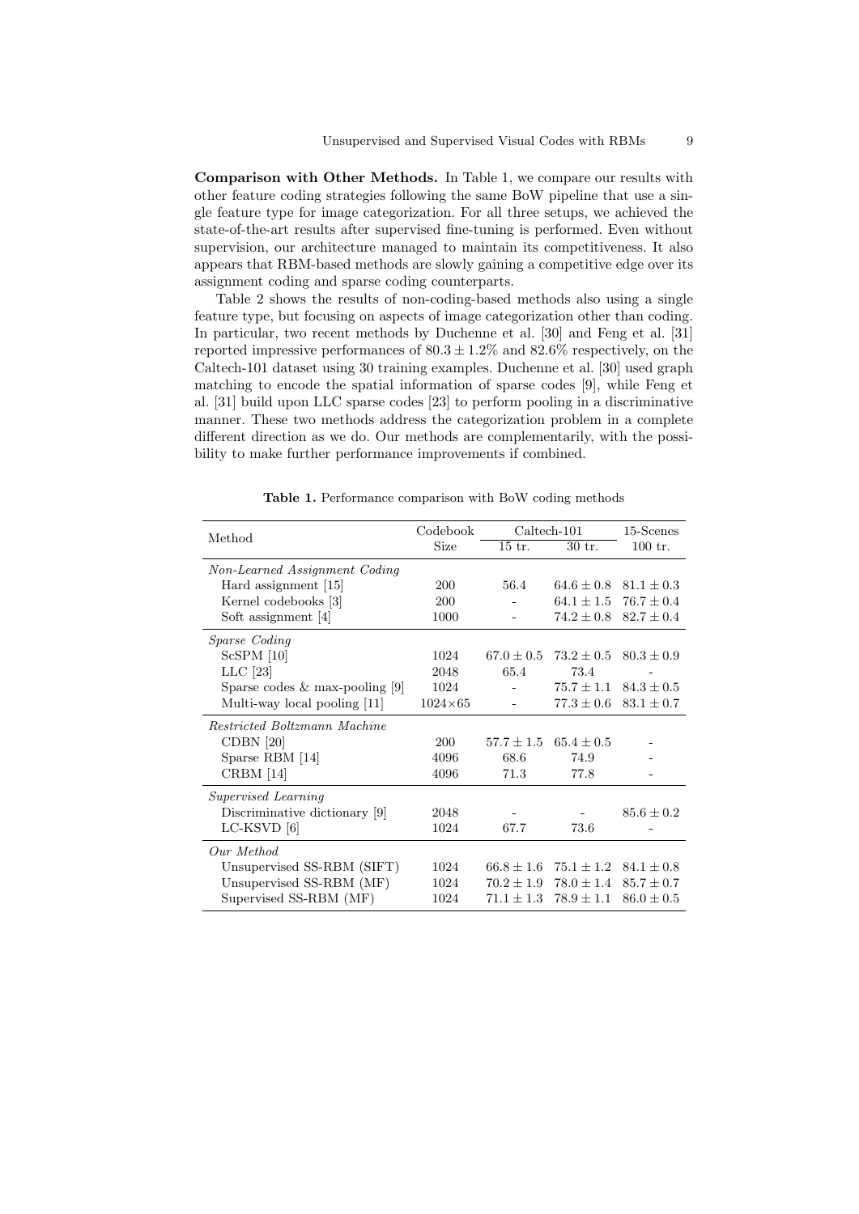**Comparison with Other Methods.** In Table 1, we compare our results with other feature coding strategies following the same BoW pipeline that use a single feature type for image categorization. For all three setups, we achieved the state-of-the-art results after supervised fine-tuning is performed. Even without supervision, our architecture managed to maintain its competitiveness. It also appears that RBM-based methods are slowly gaining a competitive edge over its assignment coding and sparse coding counterparts.

Table 2 shows the results of non-coding-based methods also using a single feature type, but focusing on aspects of image categorization other than coding. In particular, two recent methods by Duchenne et al. [30] and Feng et al. [31] reported impressive performances of $80.3 \pm 1.2\%$ and $82.6\%$ respectively, on the Caltech-101 dataset using 30 training examples. Duchenne et al. [30] used graph matching to encode the spatial information of sparse codes [9], while Feng et al. [31] build upon LLC sparse codes [23] to perform pooling in a discriminative manner. These two methods address the categorization problem in a complete different direction as we do. Our methods are complementarily, with the possibility to make further performance improvements if combined.

**Table 1.** Performance comparison with BoW coding methods

| Method | Codebook Size | Caltech-101 | | 15-Scenes |
|---|---|---|---|---|
| | | 15 tr. | 30 tr. | 100 tr. |
| *Non-Learned Assignment Coding* | | | | |
| Hard assignment [15] | 200 | 56.4 | $64.6 \pm 0.8$ | $81.1 \pm 0.3$ |
| Kernel codebooks [3] | 200 | - | $64.1 \pm 1.5$ | $76.7 \pm 0.4$ |
| Soft assignment [4] | 1000 | - | $74.2 \pm 0.8$ | $82.7 \pm 0.4$ |
| *Sparse Coding* | | | | |
| ScSPM [10] | 1024 | $67.0 \pm 0.5$ | $73.2 \pm 0.5$ | $80.3 \pm 0.9$ |
| LLC [23] | 2048 | 65.4 | 73.4 | - |
| Sparse codes & max-pooling [9] | 1024 | - | $75.7 \pm 1.1$ | $84.3 \pm 0.5$ |
| Multi-way local pooling [11] | $1024 \times 65$ | - | $77.3 \pm 0.6$ | $83.1 \pm 0.7$ |
| *Restricted Boltzmann Machine* | | | | |
| CDBN [20] | 200 | $57.7 \pm 1.5$ | $65.4 \pm 0.5$ | - |
| Sparse RBM [14] | 4096 | 68.6 | 74.9 | - |
| CRBM [14] | 4096 | 71.3 | 77.8 | - |
| *Supervised Learning* | | | | |
| Discriminative dictionary [9] | 2048 | - | - | $85.6 \pm 0.2$ |
| LC-KSVD [6] | 1024 | 67.7 | 73.6 | - |
| *Our Method* | | | | |
| Unsupervised SS-RBM (SIFT) | 1024 | $66.8 \pm 1.6$ | $75.1 \pm 1.2$ | $84.1 \pm 0.8$ |
| Unsupervised SS-RBM (MF) | 1024 | $70.2 \pm 1.9$ | $78.0 \pm 1.4$ | $85.7 \pm 0.7$ |
| Supervised SS-RBM (MF) | 1024 | $71.1 \pm 1.3$ | $78.9 \pm 1.1$ | $86.0 \pm 0.5$ |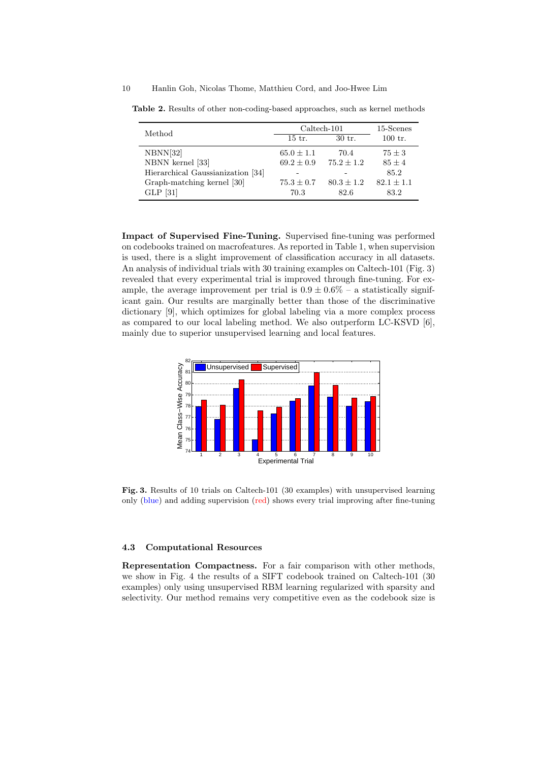**Table 2.** Results of other non-coding-based approaches, such as kernel methods

| Method | Caltech-101 | | 15-Scenes |
|---|---|---|---|
| | 15 tr. | 30 tr. | 100 tr. |
| NBNN[32] | $65.0 \pm 1.1$ | 70.4 | $75 \pm 3$ |
| NBNN kernel [33] | $69.2 \pm 0.9$ | $75.2 \pm 1.2$ | $85 \pm 4$ |
| Hierarchical Gaussianization [34] | - | - | 85.2 |
| Graph-matching kernel [30] | $75.3 \pm 0.7$ | $80.3 \pm 1.2$ | $82.1 \pm 1.1$ |
| GLP [31] | 70.3 | 82.6 | 83.2 |

**Impact of Supervised Fine-Tuning.** Supervised fine-tuning was performed on codebooks trained on macrofeatures. As reported in Table 1, when supervision is used, there is a slight improvement of classification accuracy in all datasets. An analysis of individual trials with 30 training examples on Caltech-101 (Fig. 3) revealed that every experimental trial is improved through fine-tuning. For example, the average improvement per trial is $0.9 \pm 0.6\%$ – a statistically significant gain. Our results are marginally better than those of the discriminative dictionary [9], which optimizes for global labeling via a more complex process as compared to our local labeling method. We also outperform LC-KSVD [6], mainly due to superior unsupervised learning and local features.

**Fig. 3.** Results of 10 trials on Caltech-101 (30 examples) with unsupervised learning only (blue) and adding supervision (red) shows every trial improving after fine-tuning

### 4.3 Computational Resources

**Representation Compactness.** For a fair comparison with other methods, we show in Fig. 4 the results of a SIFT codebook trained on Caltech-101 (30 examples) only using unsupervised RBM learning regularized with sparsity and selectivity. Our method remains very competitive even as the codebook size is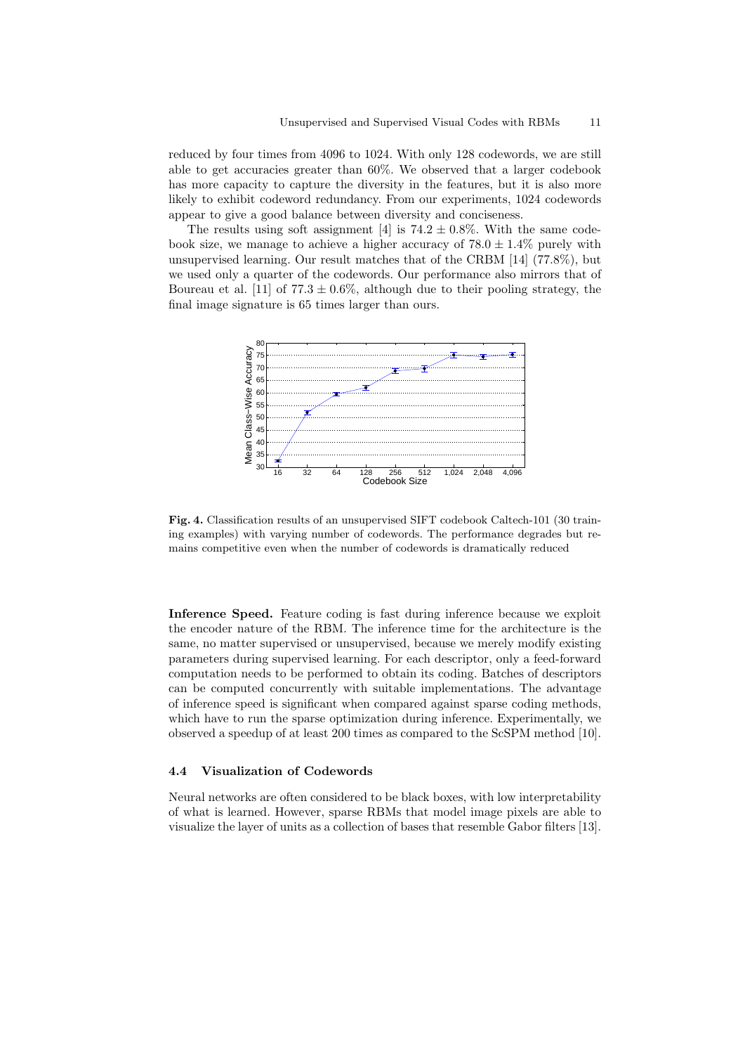reduced by four times from 4096 to 1024. With only 128 codewords, we are still able to get accuracies greater than 60%. We observed that a larger codebook has more capacity to capture the diversity in the features, but it is also more likely to exhibit codeword redundancy. From our experiments, 1024 codewords appear to give a good balance between diversity and conciseness.

The results using soft assignment [4] is $74.2 \pm 0.8\%$. With the same codebook size, we manage to achieve a higher accuracy of $78.0 \pm 1.4\%$ purely with unsupervised learning. Our result matches that of the CRBM [14] (77.8%), but we used only a quarter of the codewords. Our performance also mirrors that of Boureau et al. [11] of $77.3 \pm 0.6\%$, although due to their pooling strategy, the final image signature is 65 times larger than ours.

**Fig. 4.** Classification results of an unsupervised SIFT codebook Caltech-101 (30 training examples) with varying number of codewords. The performance degrades but remains competitive even when the number of codewords is dramatically reduced

**Inference Speed.** Feature coding is fast during inference because we exploit the encoder nature of the RBM. The inference time for the architecture is the same, no matter supervised or unsupervised, because we merely modify existing parameters during supervised learning. For each descriptor, only a feed-forward computation needs to be performed to obtain its coding. Batches of descriptors can be computed concurrently with suitable implementations. The advantage of inference speed is significant when compared against sparse coding methods, which have to run the sparse optimization during inference. Experimentally, we observed a speedup of at least 200 times as compared to the ScSPM method [10].

### 4.4 Visualization of Codewords

Neural networks are often considered to be black boxes, with low interpretability of what is learned. However, sparse RBMs that model image pixels are able to visualize the layer of units as a collection of bases that resemble Gabor filters [13].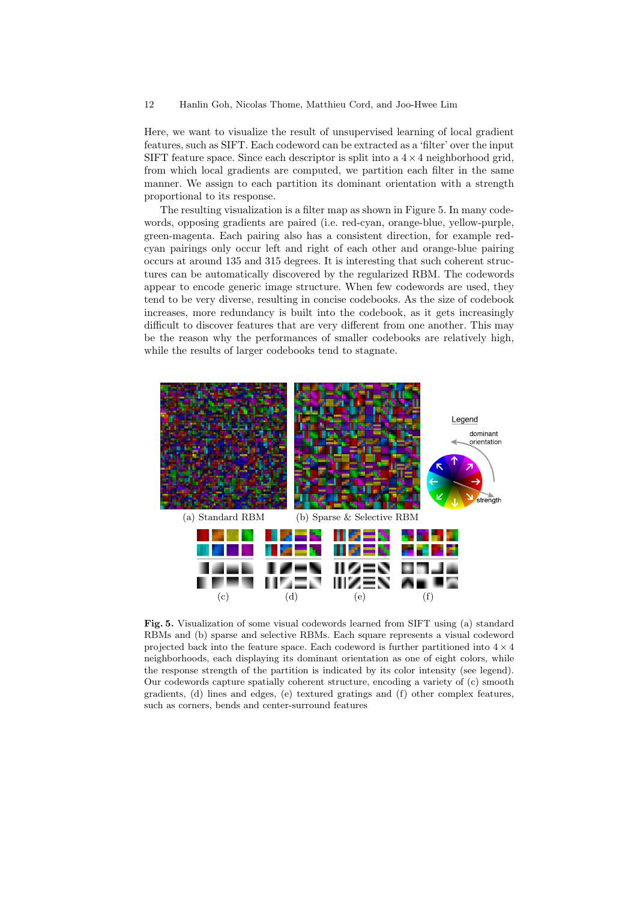Here, we want to visualize the result of unsupervised learning of local gradient features, such as SIFT. Each codeword can be extracted as a 'filter' over the input SIFT feature space. Since each descriptor is split into a $4 \times 4$ neighborhood grid, from which local gradients are computed, we partition each filter in the same manner. We assign to each partition its dominant orientation with a strength proportional to its response.

The resulting visualization is a filter map as shown in Figure 5. In many codewords, opposing gradients are paired (i.e. red-cyan, orange-blue, yellow-purple, green-magenta. Each pairing also has a consistent direction, for example red-cyan pairings only occur left and right of each other and orange-blue pairing occurs at around 135 and 315 degrees. It is interesting that such coherent structures can be automatically discovered by the regularized RBM. The codewords appear to encode generic image structure. When few codewords are used, they tend to be very diverse, resulting in concise codebooks. As the size of codebook increases, more redundancy is built into the codebook, as it gets increasingly difficult to discover features that are very different from one another. This may be the reason why the performances of smaller codebooks are relatively high, while the results of larger codebooks tend to stagnate.

(a) Standard RBM (b) Sparse & Selective RBM

Legend: dominant orientation, strength

(c) (d) (e) (f)

**Fig. 5.** Visualization of some visual codewords learned from SIFT using (a) standard RBMs and (b) sparse and selective RBMs. Each square represents a visual codeword projected back into the feature space. Each codeword is further partitioned into $4 \times 4$ neighborhoods, each displaying its dominant orientation as one of eight colors, while the response strength of the partition is indicated by its color intensity (see legend). Our codewords capture spatially coherent structure, encoding a variety of (c) smooth gradients, (d) lines and edges, (e) textured gratings and (f) other complex features, such as corners, bends and center-surround features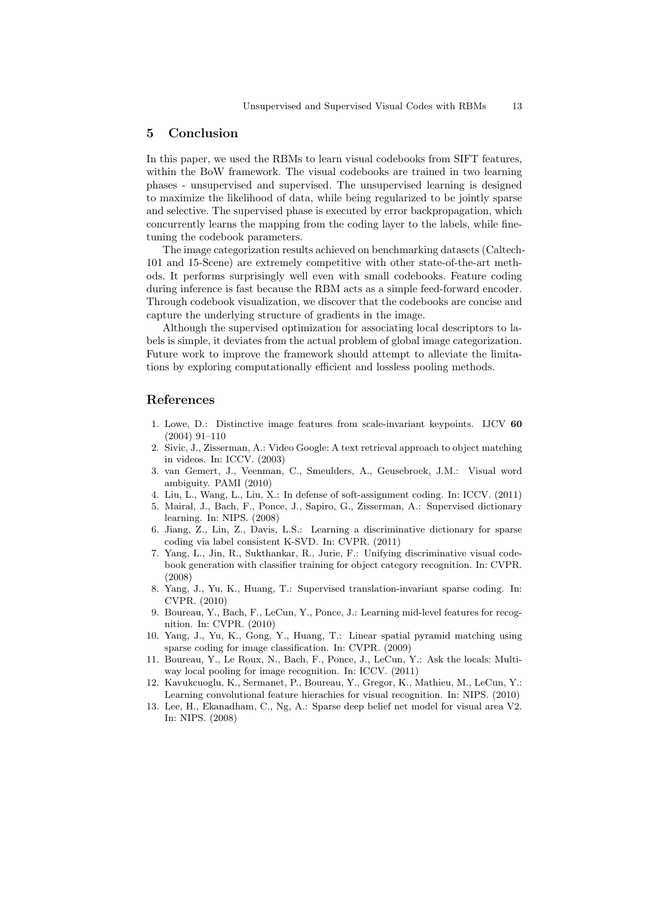## 5 Conclusion

In this paper, we used the RBMs to learn visual codebooks from SIFT features, within the BoW framework. The visual codebooks are trained in two learning phases - unsupervised and supervised. The unsupervised learning is designed to maximize the likelihood of data, while being regularized to be jointly sparse and selective. The supervised phase is executed by error backpropagation, which concurrently learns the mapping from the coding layer to the labels, while fine-tuning the codebook parameters.

The image categorization results achieved on benchmarking datasets (Caltech-101 and 15-Scene) are extremely competitive with other state-of-the-art methods. It performs surprisingly well even with small codebooks. Feature coding during inference is fast because the RBM acts as a simple feed-forward encoder. Through codebook visualization, we discover that the codebooks are concise and capture the underlying structure of gradients in the image.

Although the supervised optimization for associating local descriptors to labels is simple, it deviates from the actual problem of global image categorization. Future work to improve the framework should attempt to alleviate the limitations by exploring computationally efficient and lossless pooling methods.

## References

1. Lowe, D.: Distinctive image features from scale-invariant keypoints. IJCV **60** (2004) 91–110
2. Sivic, J., Zisserman, A.: Video Google: A text retrieval approach to object matching in videos. In: ICCV. (2003)
3. van Gemert, J., Veenman, C., Smeulders, A., Geusebroek, J.M.: Visual word ambiguity. PAMI (2010)
4. Liu, L., Wang, L., Liu, X.: In defense of soft-assignment coding. In: ICCV. (2011)
5. Mairal, J., Bach, F., Ponce, J., Sapiro, G., Zisserman, A.: Supervised dictionary learning. In: NIPS. (2008)
6. Jiang, Z., Lin, Z., Davis, L.S.: Learning a discriminative dictionary for sparse coding via label consistent K-SVD. In: CVPR. (2011)
7. Yang, L., Jin, R., Sukthankar, R., Jurie, F.: Unifying discriminative visual codebook generation with classifier training for object category recognition. In: CVPR. (2008)
8. Yang, J., Yu, K., Huang, T.: Supervised translation-invariant sparse coding. In: CVPR. (2010)
9. Boureau, Y., Bach, F., LeCun, Y., Ponce, J.: Learning mid-level features for recognition. In: CVPR. (2010)
10. Yang, J., Yu, K., Gong, Y., Huang, T.: Linear spatial pyramid matching using sparse coding for image classification. In: CVPR. (2009)
11. Boureau, Y., Le Roux, N., Bach, F., Ponce, J., LeCun, Y.: Ask the locals: Multi-way local pooling for image recognition. In: ICCV. (2011)
12. Kavukcuoglu, K., Sermanet, P., Boureau, Y., Gregor, K., Mathieu, M., LeCun, Y.: Learning convolutional feature hierachies for visual recognition. In: NIPS. (2010)
13. Lee, H., Ekanadham, C., Ng, A.: Sparse deep belief net model for visual area V2. In: NIPS. (2008)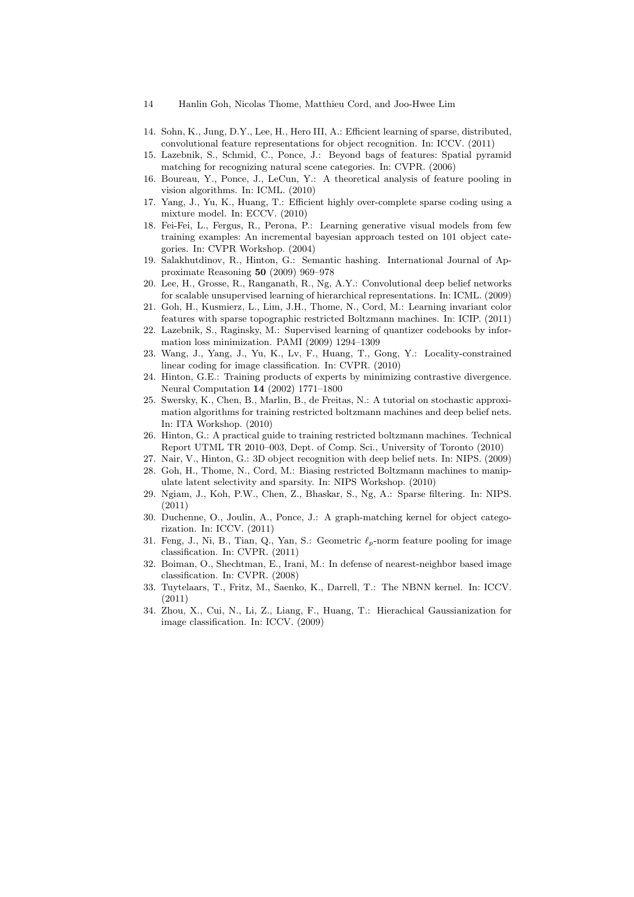14. Sohn, K., Jung, D.Y., Lee, H., Hero III, A.: Efficient learning of sparse, distributed, convolutional feature representations for object recognition. In: ICCV. (2011)
15. Lazebnik, S., Schmid, C., Ponce, J.: Beyond bags of features: Spatial pyramid matching for recognizing natural scene categories. In: CVPR. (2006)
16. Boureau, Y., Ponce, J., LeCun, Y.: A theoretical analysis of feature pooling in vision algorithms. In: ICML. (2010)
17. Yang, J., Yu, K., Huang, T.: Efficient highly over-complete sparse coding using a mixture model. In: ECCV. (2010)
18. Fei-Fei, L., Fergus, R., Perona, P.: Learning generative visual models from few training examples: An incremental bayesian approach tested on 101 object categories. In: CVPR Workshop. (2004)
19. Salakhutdinov, R., Hinton, G.: Semantic hashing. International Journal of Approximate Reasoning **50** (2009) 969–978
20. Lee, H., Grosse, R., Ranganath, R., Ng, A.Y.: Convolutional deep belief networks for scalable unsupervised learning of hierarchical representations. In: ICML. (2009)
21. Goh, H., Kusmierz, L., Lim, J.H., Thome, N., Cord, M.: Learning invariant color features with sparse topographic restricted Boltzmann machines. In: ICIP. (2011)
22. Lazebnik, S., Raginsky, M.: Supervised learning of quantizer codebooks by information loss minimization. PAMI (2009) 1294–1309
23. Wang, J., Yang, J., Yu, K., Lv, F., Huang, T., Gong, Y.: Locality-constrained linear coding for image classification. In: CVPR. (2010)
24. Hinton, G.E.: Training products of experts by minimizing contrastive divergence. Neural Computation **14** (2002) 1771–1800
25. Swersky, K., Chen, B., Marlin, B., de Freitas, N.: A tutorial on stochastic approximation algorithms for training restricted boltzmann machines and deep belief nets. In: ITA Workshop. (2010)
26. Hinton, G.: A practical guide to training restricted boltzmann machines. Technical Report UTML TR 2010–003, Dept. of Comp. Sci., University of Toronto (2010)
27. Nair, V., Hinton, G.: 3D object recognition with deep belief nets. In: NIPS. (2009)
28. Goh, H., Thome, N., Cord, M.: Biasing restricted Boltzmann machines to manipulate latent selectivity and sparsity. In: NIPS Workshop. (2010)
29. Ngiam, J., Koh, P.W., Chen, Z., Bhaskar, S., Ng, A.: Sparse filtering. In: NIPS. (2011)
30. Duchenne, O., Joulin, A., Ponce, J.: A graph-matching kernel for object categorization. In: ICCV. (2011)
31. Feng, J., Ni, B., Tian, Q., Yan, S.: Geometric $\ell_p$-norm feature pooling for image classification. In: CVPR. (2011)
32. Boiman, O., Shechtman, E., Irani, M.: In defense of nearest-neighbor based image classification. In: CVPR. (2008)
33. Tuytelaars, T., Fritz, M., Saenko, K., Darrell, T.: The NBNN kernel. In: ICCV. (2011)
34. Zhou, X., Cui, N., Li, Z., Liang, F., Huang, T.: Hierachical Gaussianization for image classification. In: ICCV. (2009)